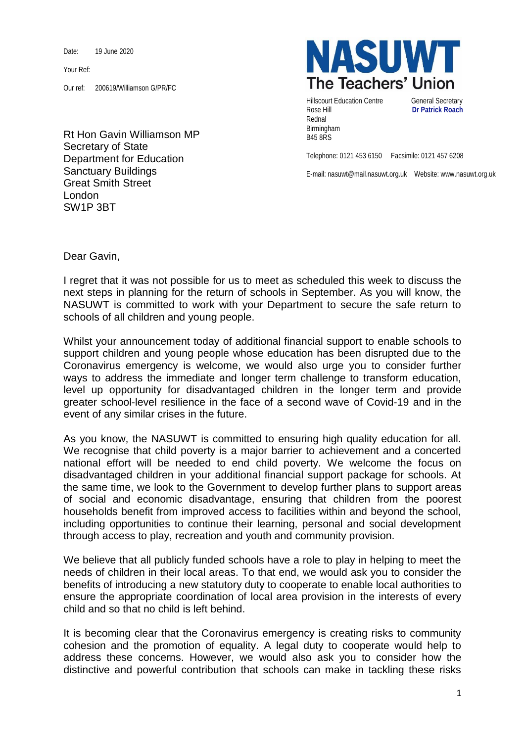Date: 19 June 2020

Your Ref:

Our ref: 200619/Williamson G/PR/FC

**NASUWT**
**The Teachers' Union**

Hillscourt Education Centre
Rose Hill
Rednal
Birmingham
B45 8RS

General Secretary
**Dr Patrick Roach**

Telephone: 0121 453 6150 Facsimile: 0121 457 6208

E-mail: nasuwt@mail.nasuwt.org.uk Website: www.nasuwt.org.uk

Rt Hon Gavin Williamson MP
Secretary of State
Department for Education
Sanctuary Buildings
Great Smith Street
London
SW1P 3BT

Dear Gavin,

I regret that it was not possible for us to meet as scheduled this week to discuss the next steps in planning for the return of schools in September. As you will know, the NASUWT is committed to work with your Department to secure the safe return to schools of all children and young people.

Whilst your announcement today of additional financial support to enable schools to support children and young people whose education has been disrupted due to the Coronavirus emergency is welcome, we would also urge you to consider further ways to address the immediate and longer term challenge to transform education, level up opportunity for disadvantaged children in the longer term and provide greater school-level resilience in the face of a second wave of Covid-19 and in the event of any similar crises in the future.

As you know, the NASUWT is committed to ensuring high quality education for all. We recognise that child poverty is a major barrier to achievement and a concerted national effort will be needed to end child poverty. We welcome the focus on disadvantaged children in your additional financial support package for schools. At the same time, we look to the Government to develop further plans to support areas of social and economic disadvantage, ensuring that children from the poorest households benefit from improved access to facilities within and beyond the school, including opportunities to continue their learning, personal and social development through access to play, recreation and youth and community provision.

We believe that all publicly funded schools have a role to play in helping to meet the needs of children in their local areas. To that end, we would ask you to consider the benefits of introducing a new statutory duty to cooperate to enable local authorities to ensure the appropriate coordination of local area provision in the interests of every child and so that no child is left behind.

It is becoming clear that the Coronavirus emergency is creating risks to community cohesion and the promotion of equality. A legal duty to cooperate would help to address these concerns. However, we would also ask you to consider how the distinctive and powerful contribution that schools can make in tackling these risks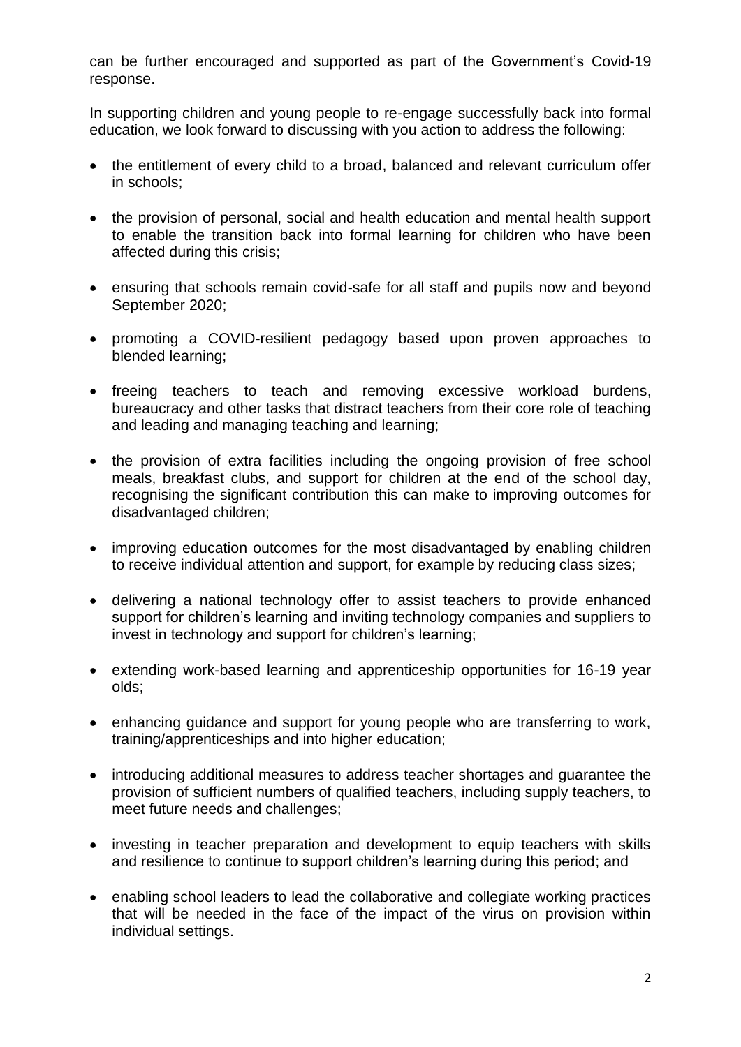can be further encouraged and supported as part of the Government's Covid-19 response.

In supporting children and young people to re-engage successfully back into formal education, we look forward to discussing with you action to address the following:

- the entitlement of every child to a broad, balanced and relevant curriculum offer in schools;
- the provision of personal, social and health education and mental health support to enable the transition back into formal learning for children who have been affected during this crisis;
- ensuring that schools remain covid-safe for all staff and pupils now and beyond September 2020;
- promoting a COVID-resilient pedagogy based upon proven approaches to blended learning;
- freeing teachers to teach and removing excessive workload burdens, bureaucracy and other tasks that distract teachers from their core role of teaching and leading and managing teaching and learning;
- the provision of extra facilities including the ongoing provision of free school meals, breakfast clubs, and support for children at the end of the school day, recognising the significant contribution this can make to improving outcomes for disadvantaged children;
- improving education outcomes for the most disadvantaged by enabling children to receive individual attention and support, for example by reducing class sizes;
- delivering a national technology offer to assist teachers to provide enhanced support for children's learning and inviting technology companies and suppliers to invest in technology and support for children's learning;
- extending work-based learning and apprenticeship opportunities for 16-19 year olds;
- enhancing guidance and support for young people who are transferring to work, training/apprenticeships and into higher education;
- introducing additional measures to address teacher shortages and guarantee the provision of sufficient numbers of qualified teachers, including supply teachers, to meet future needs and challenges;
- investing in teacher preparation and development to equip teachers with skills and resilience to continue to support children's learning during this period; and
- enabling school leaders to lead the collaborative and collegiate working practices that will be needed in the face of the impact of the virus on provision within individual settings.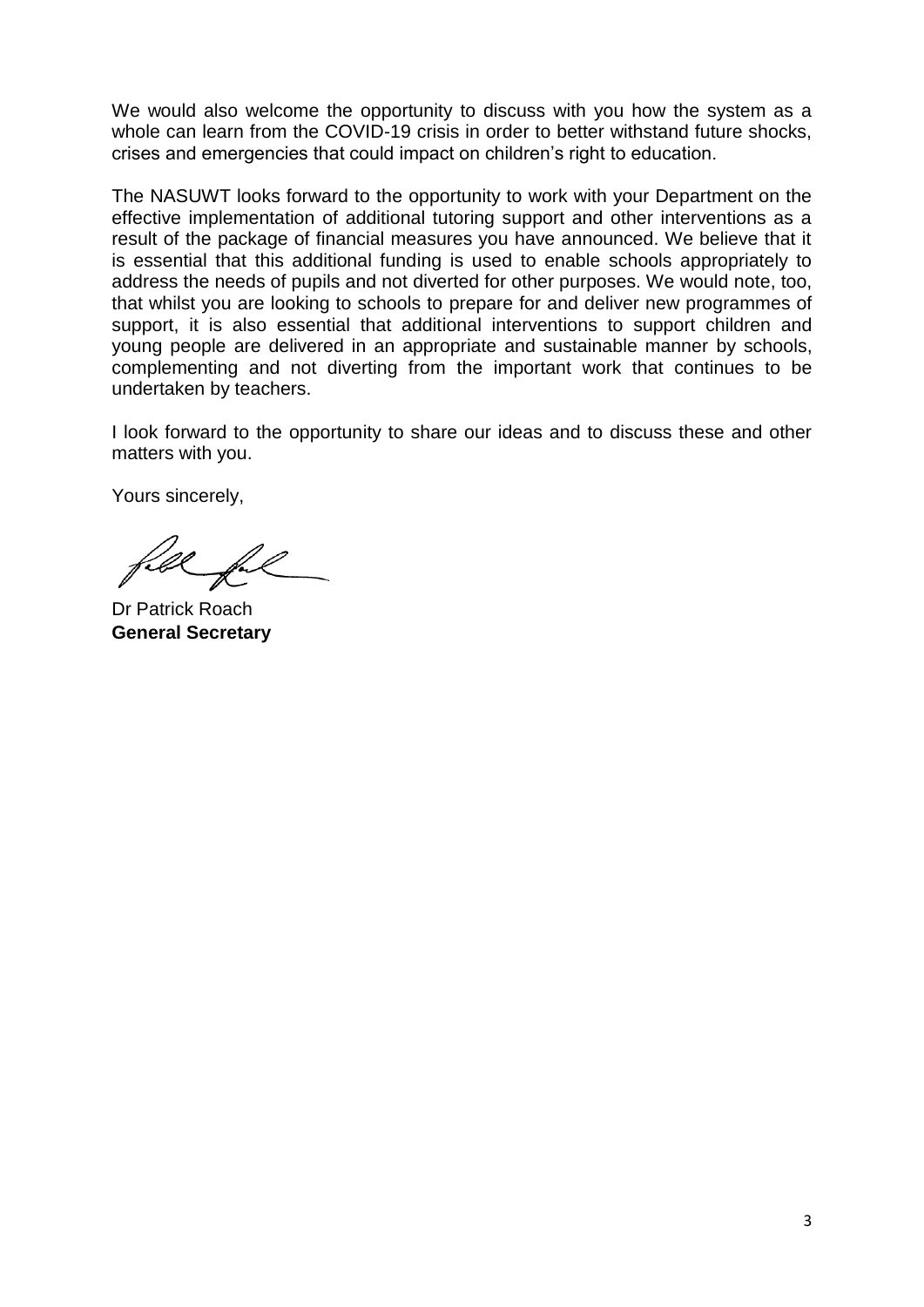We would also welcome the opportunity to discuss with you how the system as a whole can learn from the COVID-19 crisis in order to better withstand future shocks, crises and emergencies that could impact on children's right to education.

The NASUWT looks forward to the opportunity to work with your Department on the effective implementation of additional tutoring support and other interventions as a result of the package of financial measures you have announced. We believe that it is essential that this additional funding is used to enable schools appropriately to address the needs of pupils and not diverted for other purposes. We would note, too, that whilst you are looking to schools to prepare for and deliver new programmes of support, it is also essential that additional interventions to support children and young people are delivered in an appropriate and sustainable manner by schools, complementing and not diverting from the important work that continues to be undertaken by teachers.

I look forward to the opportunity to share our ideas and to discuss these and other matters with you.

Yours sincerely,

Dr Patrick Roach
**General Secretary**